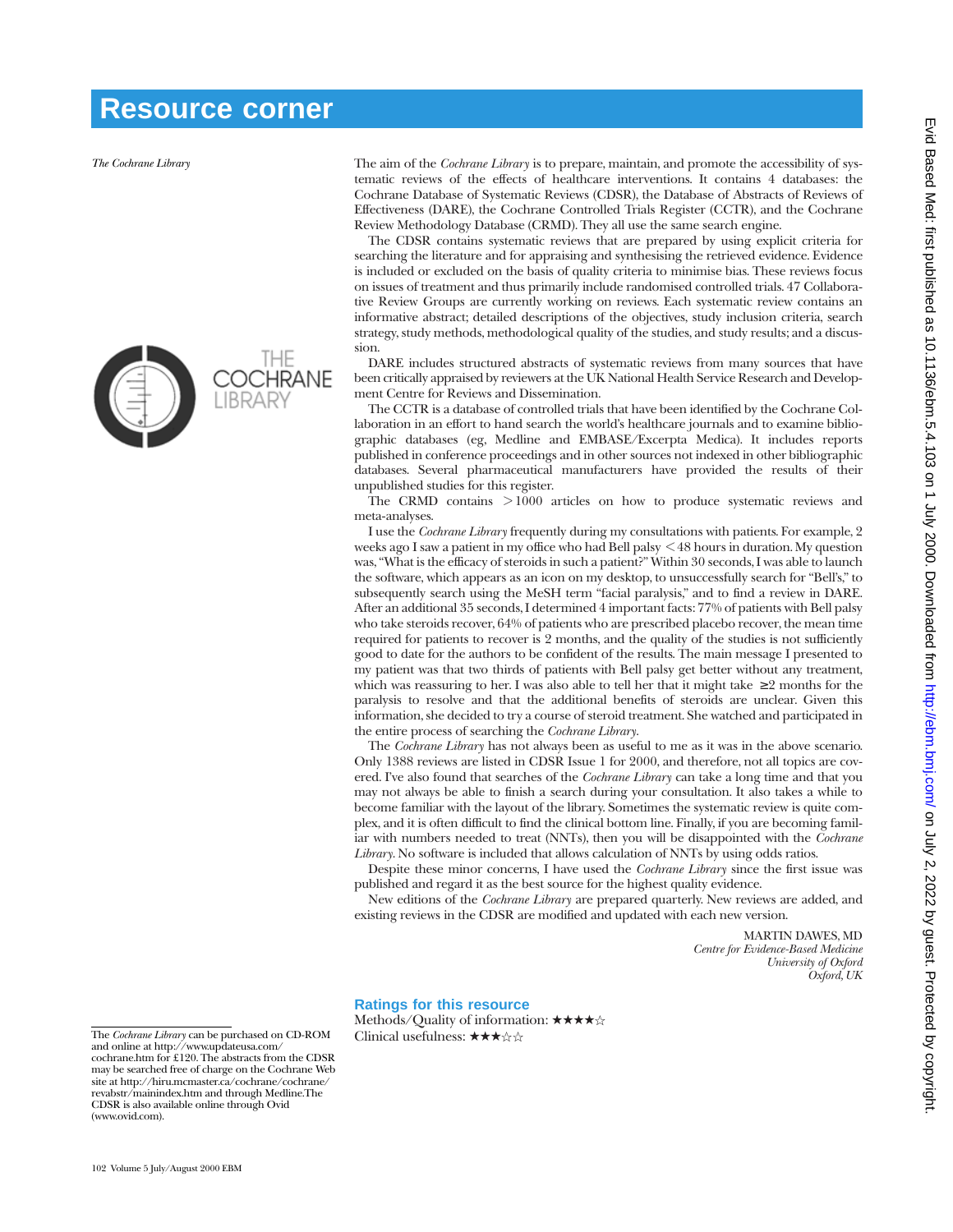# Resource corner

*The Cochrane Library*

The aim of the *Cochrane Library* is to prepare, maintain, and promote the accessibility of systematic reviews of the effects of healthcare interventions. It contains 4 databases: the Cochrane Database of Systematic Reviews (CDSR), the Database of Abstracts of Reviews of Effectiveness (DARE), the Cochrane Controlled Trials Register (CCTR), and the Cochrane Review Methodology Database (CRMD). They all use the same search engine.

The CDSR contains systematic reviews that are prepared by using explicit criteria for searching the literature and for appraising and synthesising the retrieved evidence. Evidence is included or excluded on the basis of quality criteria to minimise bias. These reviews focus on issues of treatment and thus primarily include randomised controlled trials. 47 Collaborative Review Groups are currently working on reviews. Each systematic review contains an informative abstract; detailed descriptions of the objectives, study inclusion criteria, search strategy, study methods, methodological quality of the studies, and study results; and a discussion.

DARE includes structured abstracts of systematic reviews from many sources that have been critically appraised by reviewers at the UK National Health Service Research and Development Centre for Reviews and Dissemination.

The CCTR is a database of controlled trials that have been identified by the Cochrane Collaboration in an effort to hand search the world's healthcare journals and to examine bibliographic databases (eg, Medline and EMBASE/Excerpta Medica). It includes reports published in conference proceedings and in other sources not indexed in other bibliographic databases. Several pharmaceutical manufacturers have provided the results of their unpublished studies for this register.

The CRMD contains >1000 articles on how to produce systematic reviews and meta-analyses.

I use the *Cochrane Library* frequently during my consultations with patients. For example, 2 weeks ago I saw a patient in my office who had Bell palsy <48 hours in duration. My question was, "What is the efficacy of steroids in such a patient?" Within 30 seconds, I was able to launch the software, which appears as an icon on my desktop, to unsuccessfully search for "Bell's," to subsequently search using the MeSH term "facial paralysis," and to find a review in DARE. After an additional 35 seconds, I determined 4 important facts: 77% of patients with Bell palsy who take steroids recover, 64% of patients who are prescribed placebo recover, the mean time required for patients to recover is 2 months, and the quality of the studies is not sufficiently good to date for the authors to be confident of the results. The main message I presented to my patient was that two thirds of patients with Bell palsy get better without any treatment, which was reassuring to her. I was also able to tell her that it might take ≥2 months for the paralysis to resolve and that the additional benefits of steroids are unclear. Given this information, she decided to try a course of steroid treatment. She watched and participated in the entire process of searching the *Cochrane Library*.

The *Cochrane Library* has not always been as useful to me as it was in the above scenario. Only 1388 reviews are listed in CDSR Issue 1 for 2000, and therefore, not all topics are covered. I've also found that searches of the *Cochrane Library* can take a long time and that you may not always be able to finish a search during your consultation. It also takes a while to become familiar with the layout of the library. Sometimes the systematic review is quite complex, and it is often difficult to find the clinical bottom line. Finally, if you are becoming familiar with numbers needed to treat (NNTs), then you will be disappointed with the *Cochrane Library*. No software is included that allows calculation of NNTs by using odds ratios.

Despite these minor concerns, I have used the *Cochrane Library* since the first issue was published and regard it as the best source for the highest quality evidence.

New editions of the *Cochrane Library* are prepared quarterly. New reviews are added, and existing reviews in the CDSR are modified and updated with each new version.

MARTIN DAWES, MD
*Centre for Evidence-Based Medicine*
*University of Oxford*
*Oxford, UK*

### Ratings for this resource

Methods/Quality of information: ★★★★☆
Clinical usefulness: ★★★☆☆

---

The *Cochrane Library* can be purchased on CD-ROM and online at http://www.updateusa.com/cochrane.htm for £120. The abstracts from the CDSR may be searched free of charge on the Cochrane Web site at http://hiru.mcmaster.ca/cochrane/cochrane/revabstr/mainindex.htm and through Medline.The CDSR is also available online through Ovid (www.ovid.com).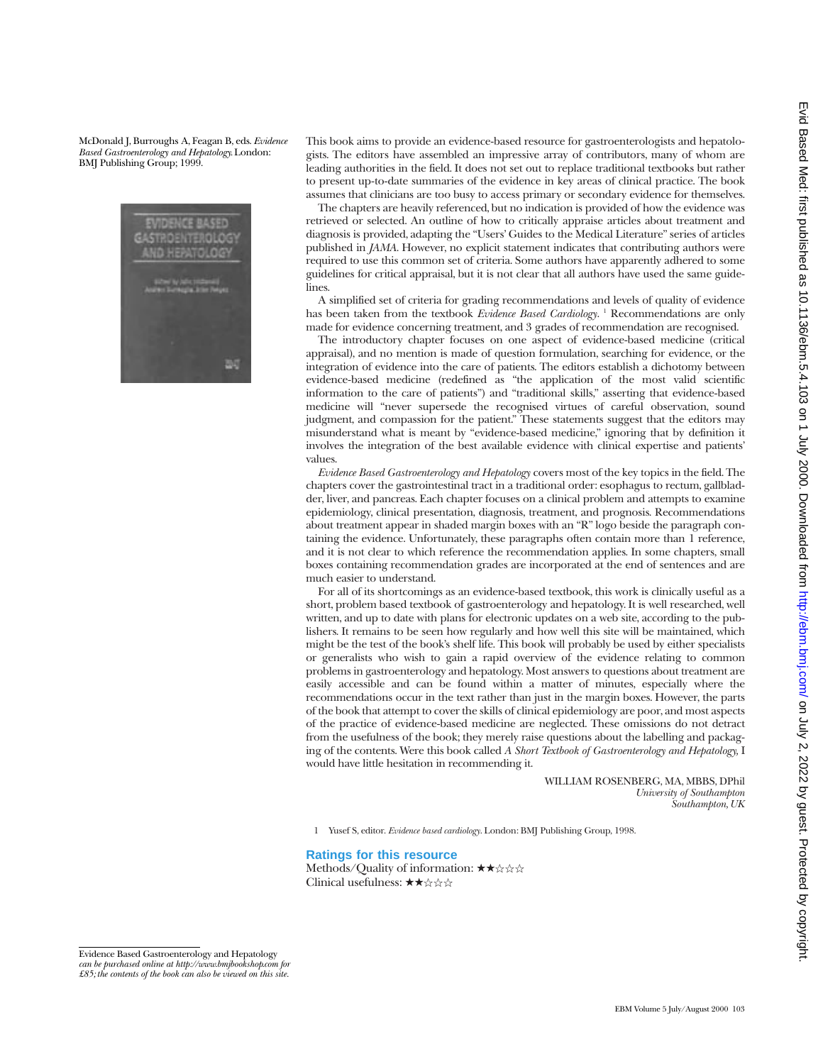McDonald J, Burroughs A, Feagan B, eds. *Evidence Based Gastroenterology and Hepatology.* London: BMJ Publishing Group; 1999.

This book aims to provide an evidence-based resource for gastroenterologists and hepatologists. The editors have assembled an impressive array of contributors, many of whom are leading authorities in the field. It does not set out to replace traditional textbooks but rather to present up-to-date summaries of the evidence in key areas of clinical practice. The book assumes that clinicians are too busy to access primary or secondary evidence for themselves.

The chapters are heavily referenced, but no indication is provided of how the evidence was retrieved or selected. An outline of how to critically appraise articles about treatment and diagnosis is provided, adapting the "Users' Guides to the Medical Literature" series of articles published in *JAMA*. However, no explicit statement indicates that contributing authors were required to use this common set of criteria. Some authors have apparently adhered to some guidelines for critical appraisal, but it is not clear that all authors have used the same guidelines.

A simplified set of criteria for grading recommendations and levels of quality of evidence has been taken from the textbook *Evidence Based Cardiology*. [1] Recommendations are only made for evidence concerning treatment, and 3 grades of recommendation are recognised.

The introductory chapter focuses on one aspect of evidence-based medicine (critical appraisal), and no mention is made of question formulation, searching for evidence, or the integration of evidence into the care of patients. The editors establish a dichotomy between evidence-based medicine (redefined as "the application of the most valid scientific information to the care of patients") and "traditional skills," asserting that evidence-based medicine will "never supersede the recognised virtues of careful observation, sound judgment, and compassion for the patient." These statements suggest that the editors may misunderstand what is meant by "evidence-based medicine," ignoring that by definition it involves the integration of the best available evidence with clinical expertise and patients' values.

*Evidence Based Gastroenterology and Hepatology* covers most of the key topics in the field. The chapters cover the gastrointestinal tract in a traditional order: esophagus to rectum, gallbladder, liver, and pancreas. Each chapter focuses on a clinical problem and attempts to examine epidemiology, clinical presentation, diagnosis, treatment, and prognosis. Recommendations about treatment appear in shaded margin boxes with an "R" logo beside the paragraph containing the evidence. Unfortunately, these paragraphs often contain more than 1 reference, and it is not clear to which reference the recommendation applies. In some chapters, small boxes containing recommendation grades are incorporated at the end of sentences and are much easier to understand.

For all of its shortcomings as an evidence-based textbook, this work is clinically useful as a short, problem based textbook of gastroenterology and hepatology. It is well researched, well written, and up to date with plans for electronic updates on a web site, according to the publishers. It remains to be seen how regularly and how well this site will be maintained, which might be the test of the book's shelf life. This book will probably be used by either specialists or generalists who wish to gain a rapid overview of the evidence relating to common problems in gastroenterology and hepatology. Most answers to questions about treatment are easily accessible and can be found within a matter of minutes, especially where the recommendations occur in the text rather than just in the margin boxes. However, the parts of the book that attempt to cover the skills of clinical epidemiology are poor, and most aspects of the practice of evidence-based medicine are neglected. These omissions do not detract from the usefulness of the book; they merely raise questions about the labelling and packaging of the contents. Were this book called *A Short Textbook of Gastroenterology and Hepatology*, I would have little hesitation in recommending it.

WILLIAM ROSENBERG, MA, MBBS, DPhil
*University of Southampton*
*Southampton, UK*

1 Yusef S, editor. *Evidence based cardiology.* London: BMJ Publishing Group, 1998.

### Ratings for this resource

Methods/Quality of information: ★★☆☆☆
Clinical usefulness: ★★☆☆☆

---

Evidence Based Gastroenterology and Hepatology *can be purchased online at http://www.bmjbookshop.com for £85; the contents of the book can also be viewed on this site.*